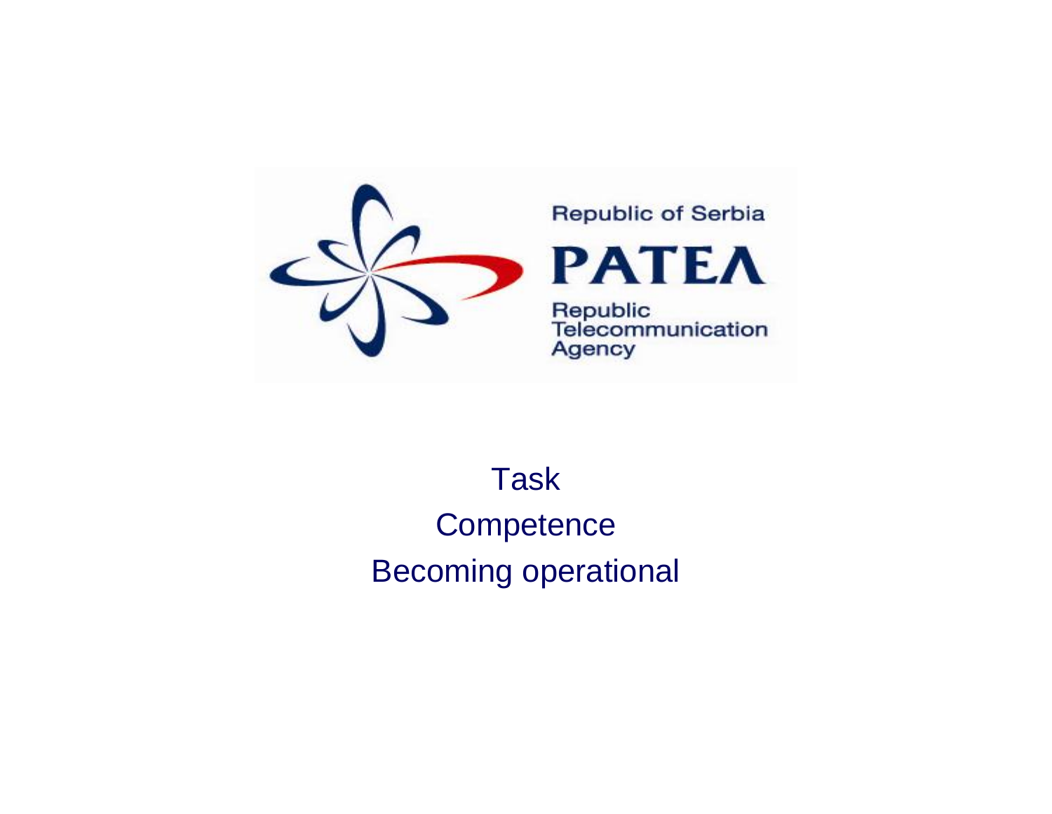Republic of Serbia

# PATEΛ

Republic Telecommunication Agency

Task

Competence

Becoming operational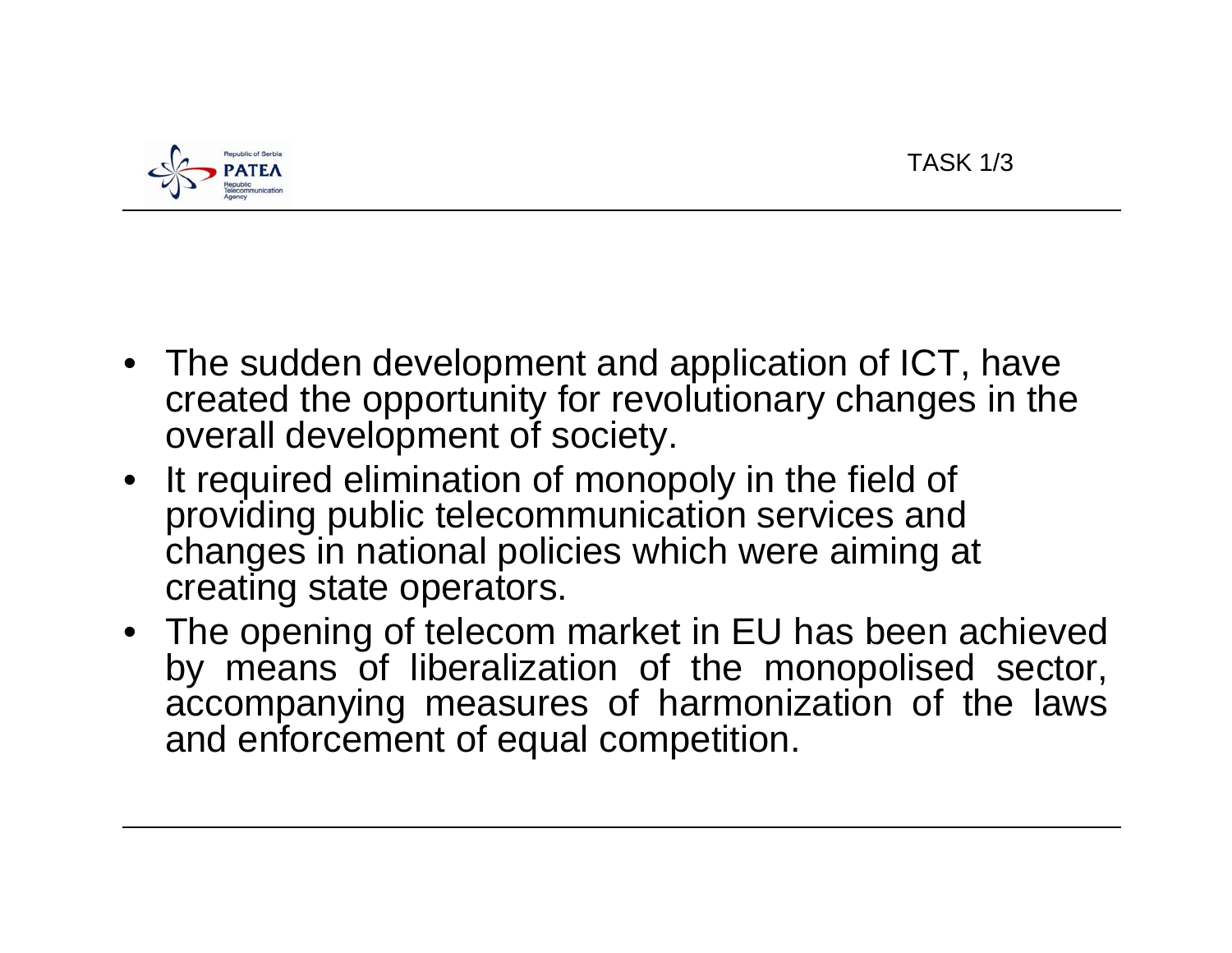TASK 1/3

- The sudden development and application of ICT, have created the opportunity for revolutionary changes in the overall development of society.
- It required elimination of monopoly in the field of providing public telecommunication services and changes in national policies which were aiming at creating state operators.
- The opening of telecom market in EU has been achieved by means of liberalization of the monopolised sector, accompanying measures of harmonization of the laws and enforcement of equal competition.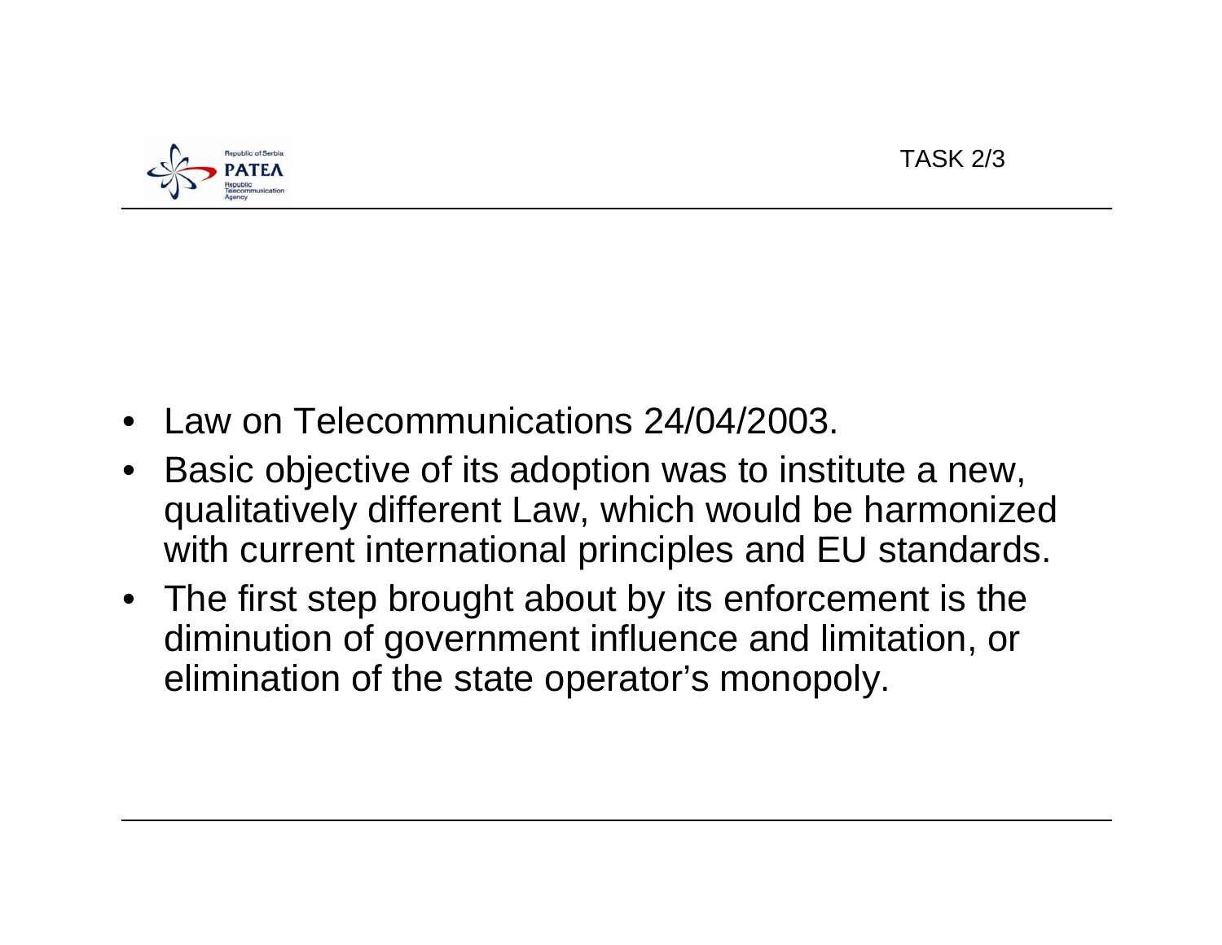TASK 2/3

- Law on Telecommunications 24/04/2003.
- Basic objective of its adoption was to institute a new, qualitatively different Law, which would be harmonized with current international principles and EU standards.
- The first step brought about by its enforcement is the diminution of government influence and limitation, or elimination of the state operator's monopoly.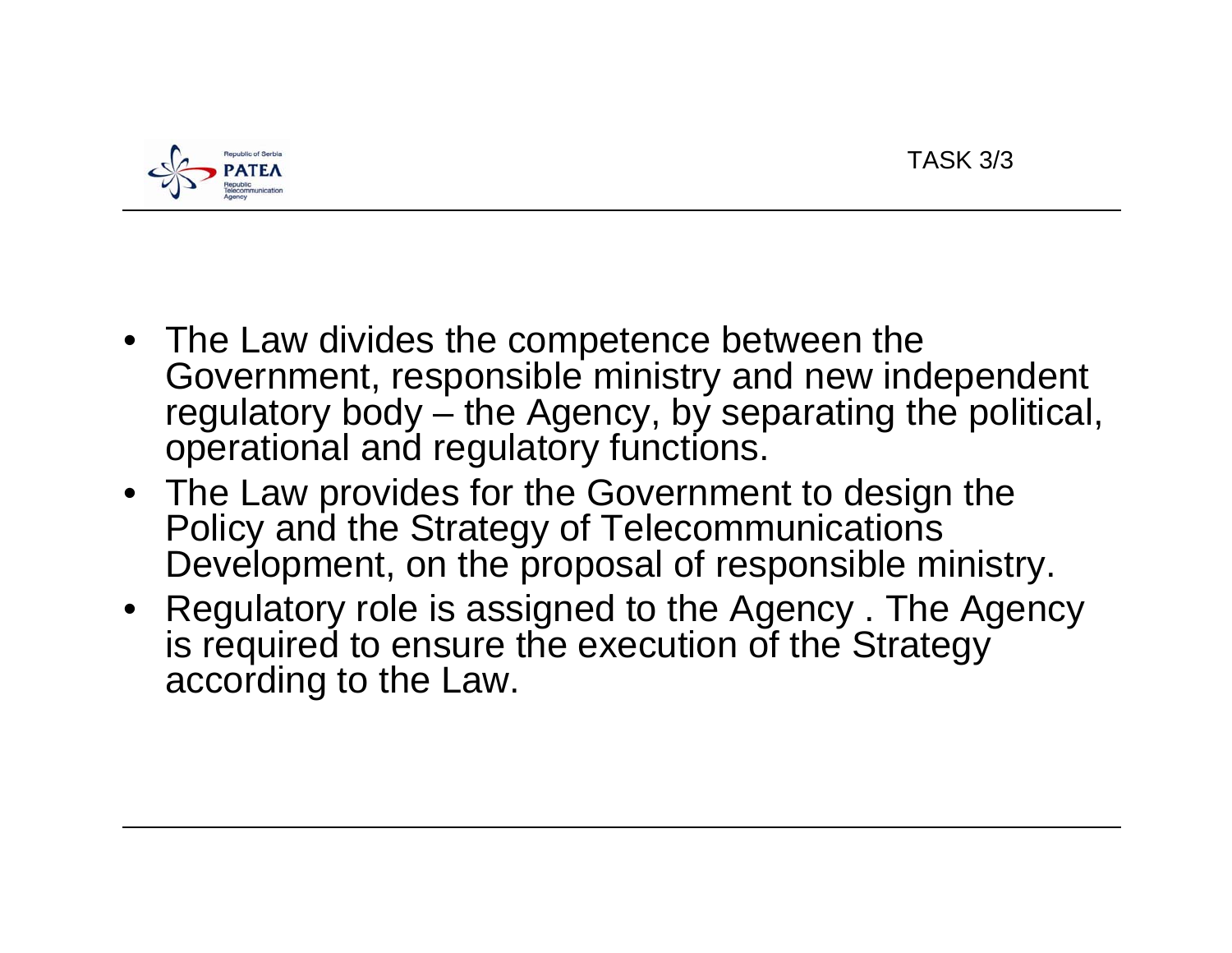TASK 3/3

- The Law divides the competence between the Government, responsible ministry and new independent regulatory body – the Agency, by separating the political, operational and regulatory functions.
- The Law provides for the Government to design the Policy and the Strategy of Telecommunications Development, on the proposal of responsible ministry.
- Regulatory role is assigned to the Agency . The Agency is required to ensure the execution of the Strategy according to the Law.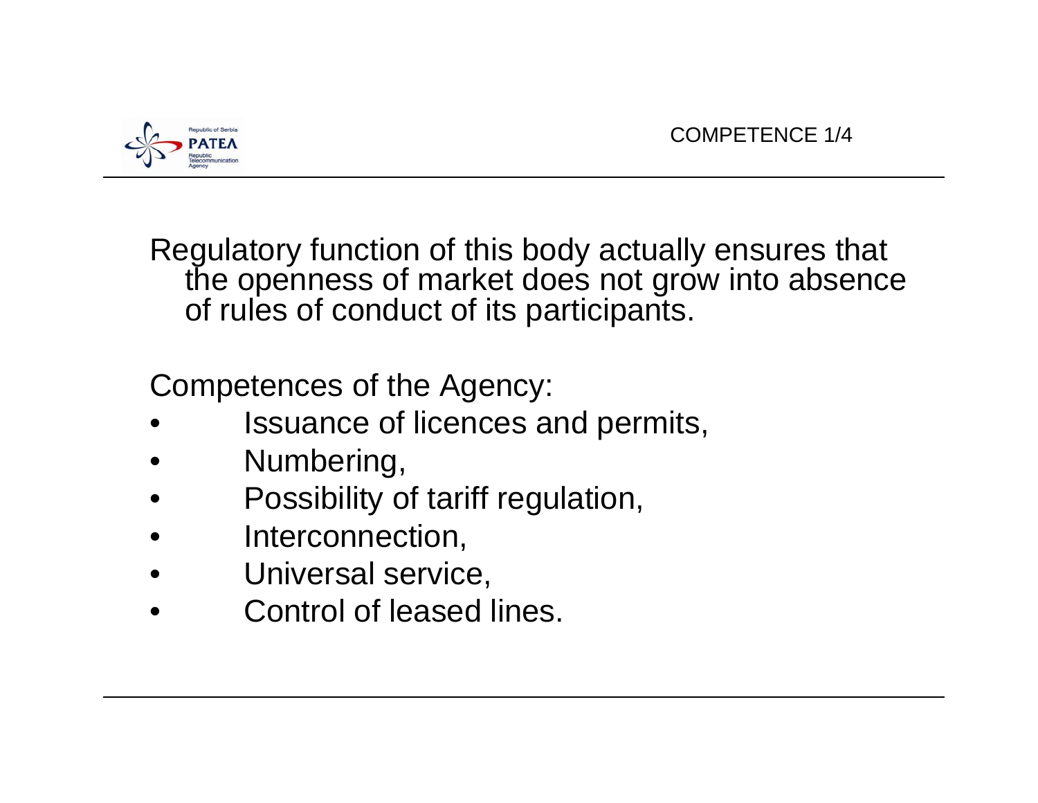## COMPETENCE 1/4

Regulatory function of this body actually ensures that the openness of market does not grow into absence of rules of conduct of its participants.

Competences of the Agency:

- Issuance of licences and permits,
- Numbering,
- Possibility of tariff regulation,
- Interconnection,
- Universal service,
- Control of leased lines.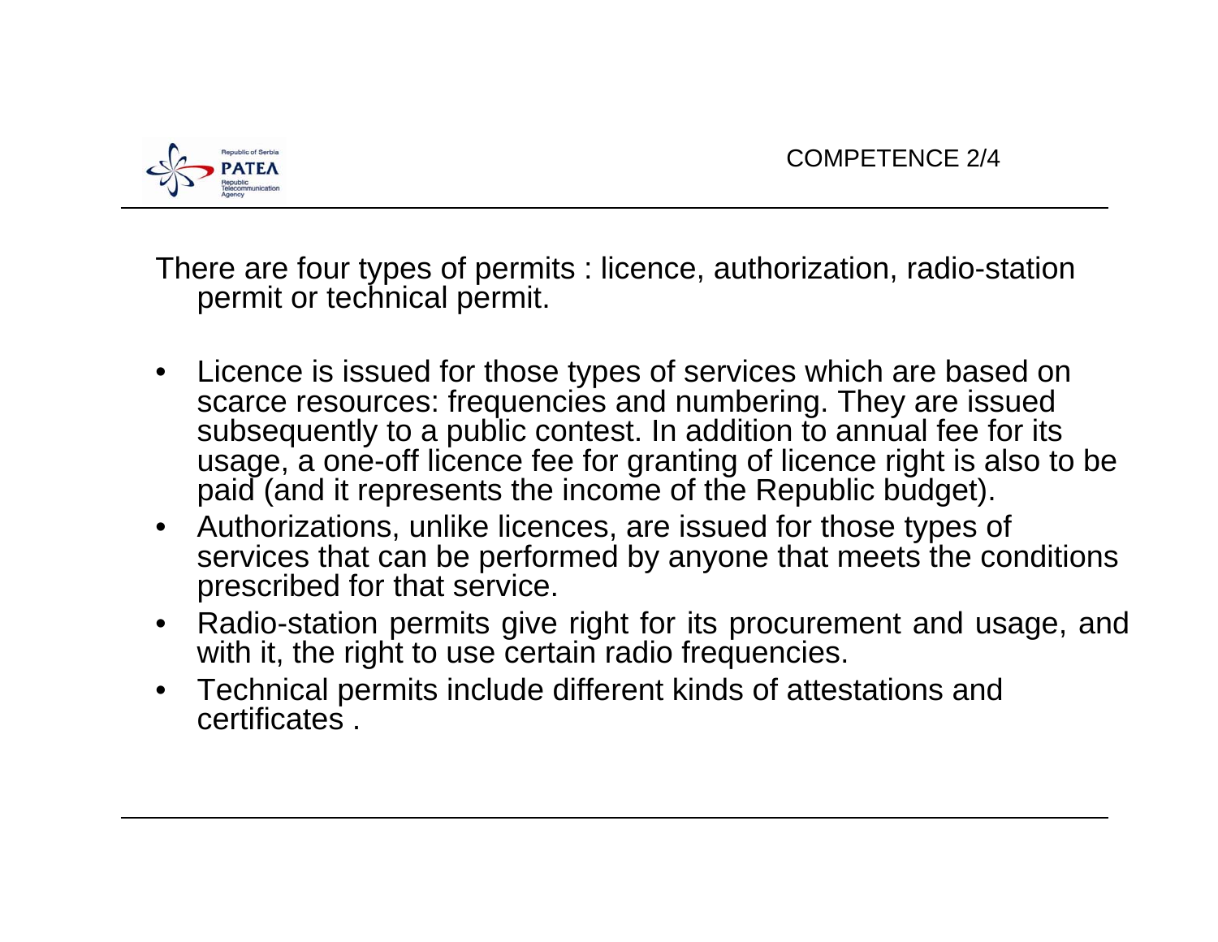## COMPETENCE 2/4

There are four types of permits : licence, authorization, radio-station permit or technical permit.

- Licence is issued for those types of services which are based on scarce resources: frequencies and numbering. They are issued subsequently to a public contest. In addition to annual fee for its usage, a one-off licence fee for granting of licence right is also to be paid (and it represents the income of the Republic budget).
- Authorizations, unlike licences, are issued for those types of services that can be performed by anyone that meets the conditions prescribed for that service.
- Radio-station permits give right for its procurement and usage, and with it, the right to use certain radio frequencies.
- Technical permits include different kinds of attestations and certificates .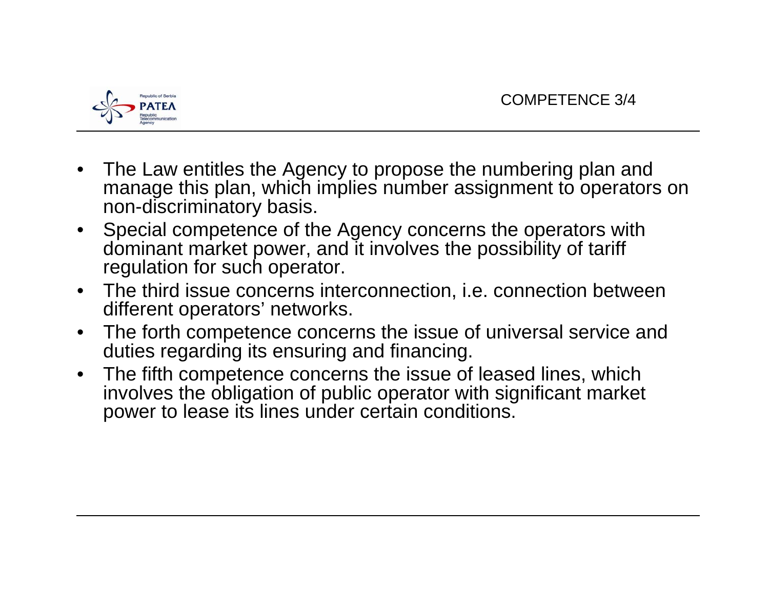## COMPETENCE 3/4

- The Law entitles the Agency to propose the numbering plan and manage this plan, which implies number assignment to operators on non-discriminatory basis.
- Special competence of the Agency concerns the operators with dominant market power, and it involves the possibility of tariff regulation for such operator.
- The third issue concerns interconnection, i.e. connection between different operators' networks.
- The forth competence concerns the issue of universal service and duties regarding its ensuring and financing.
- The fifth competence concerns the issue of leased lines, which involves the obligation of public operator with significant market power to lease its lines under certain conditions.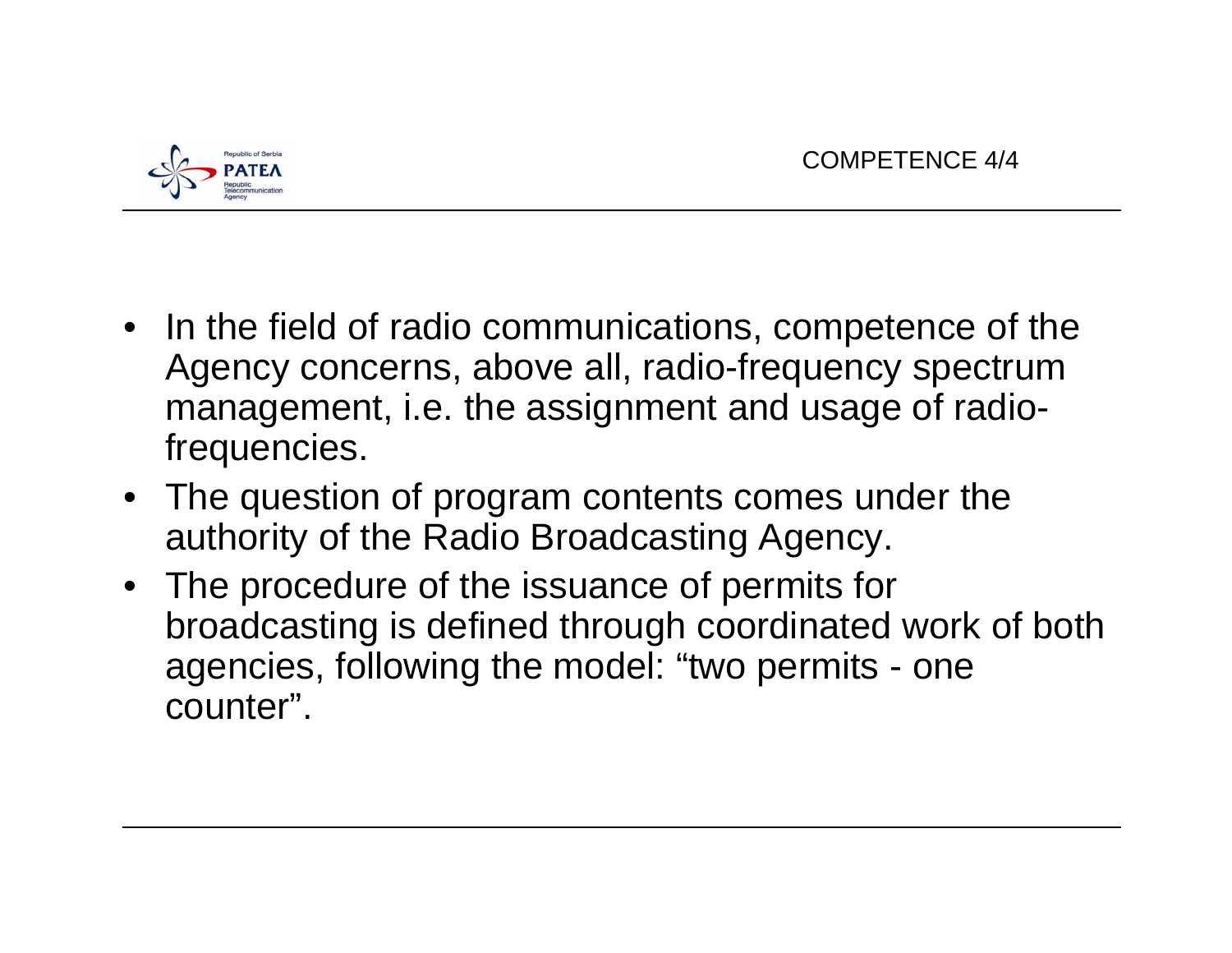## COMPETENCE 4/4

- In the field of radio communications, competence of the Agency concerns, above all, radio-frequency spectrum management, i.e. the assignment and usage of radio-frequencies.
- The question of program contents comes under the authority of the Radio Broadcasting Agency.
- The procedure of the issuance of permits for broadcasting is defined through coordinated work of both agencies, following the model: “two permits - one counter”.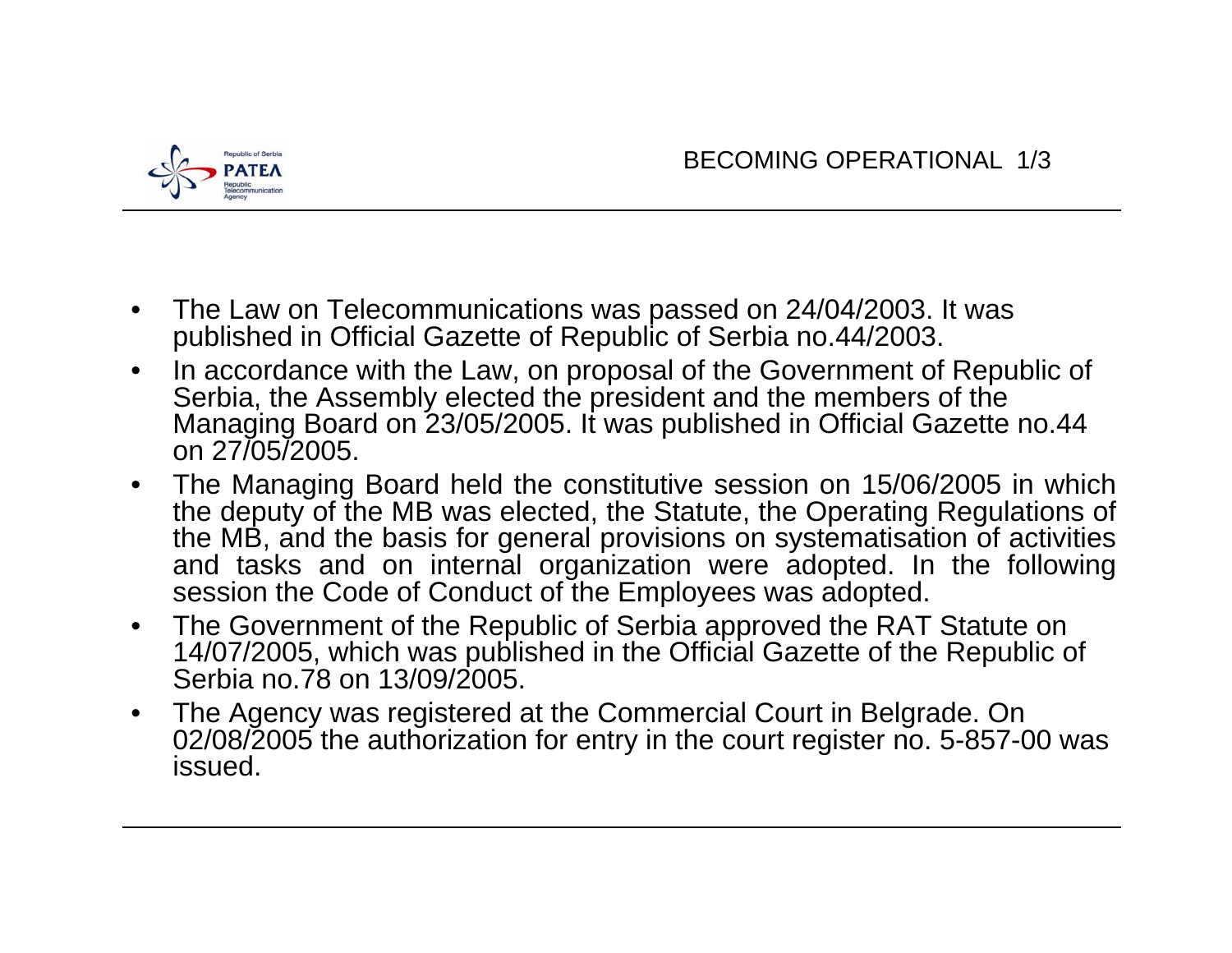## BECOMING OPERATIONAL 1/3

- The Law on Telecommunications was passed on 24/04/2003. It was published in Official Gazette of Republic of Serbia no.44/2003.
- In accordance with the Law, on proposal of the Government of Republic of Serbia, the Assembly elected the president and the members of the Managing Board on 23/05/2005. It was published in Official Gazette no.44 on 27/05/2005.
- The Managing Board held the constitutive session on 15/06/2005 in which the deputy of the MB was elected, the Statute, the Operating Regulations of the MB, and the basis for general provisions on systematisation of activities and tasks and on internal organization were adopted. In the following session the Code of Conduct of the Employees was adopted.
- The Government of the Republic of Serbia approved the RAT Statute on 14/07/2005, which was published in the Official Gazette of the Republic of Serbia no.78 on 13/09/2005.
- The Agency was registered at the Commercial Court in Belgrade. On 02/08/2005 the authorization for entry in the court register no. 5-857-00 was issued.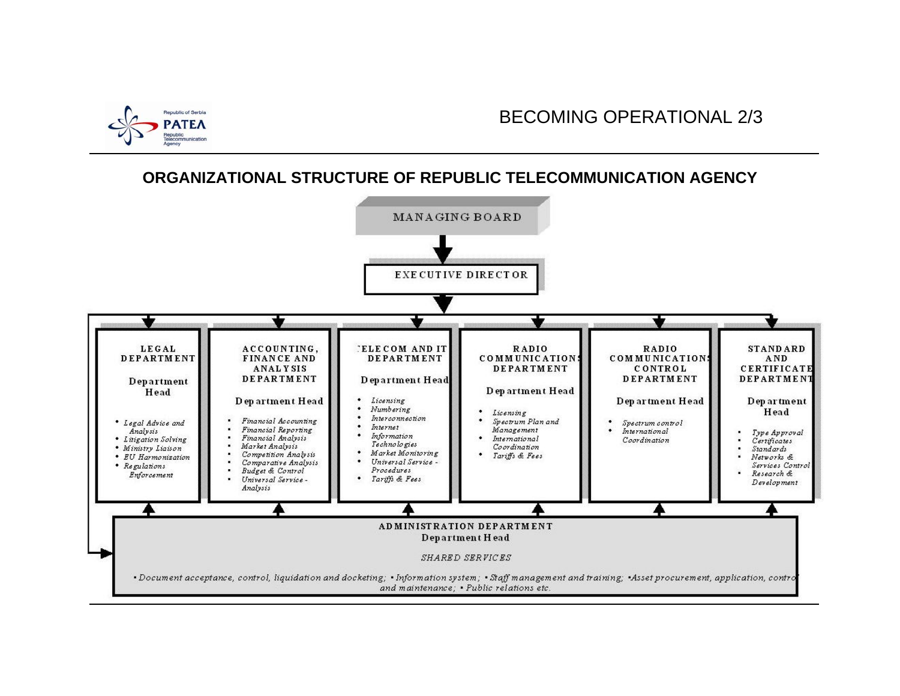# BECOMING OPERATIONAL 2/3

## ORGANIZATIONAL STRUCTURE OF REPUBLIC TELECOMMUNICATION AGENCY

MANAGING BOARD

EXECUTIVE DIRECTOR

**LEGAL DEPARTMENT**

Department Head

- *Legal Advice and Analysis*
- *Litigation Solving*
- *Ministry Liaison*
- *EU Harmonization*
- *Regulations Enforcement*

**ACCOUNTING, FINANCE AND ANALYSIS DEPARTMENT**

Department Head

- *Financial Accounting*
- *Financial Reporting*
- *Financial Analysis*
- *Market Analysis*
- *Competition Analysis*
- *Comparative Analysis*
- *Budget & Control*
- *Universal Service - Analysis*

**TELECOM AND IT DEPARTMENT**

Department Head

- *Licensing*
- *Numbering*
- *Interconnection*
- *Internet*
- *Information Technologies*
- *Market Monitoring*
- *Universal Service - Procedures*
- *Tariffs & Fees*

**RADIO COMMUNICATIONS DEPARTMENT**

Department Head

- *Licensing*
- *Spectrum Plan and Management*
- *International Coordination*
- *Tariffs & Fees*

**RADIO COMMUNICATIONS CONTROL DEPARTMENT**

Department Head

- *Spectrum control*
- *International Coordination*

**STANDARD AND CERTIFICATE DEPARTMENT**

Department Head

- *Type Approval*
- *Certificates*
- *Standards*
- *Networks & Services Control*
- *Research & Development*

**ADMINISTRATION DEPARTMENT**

Department Head

*SHARED SERVICES*

*• Document acceptance, control, liquidation and docketing; • Information system; • Staff management and training; •Asset procurement, application, control and maintenance; • Public relations etc.*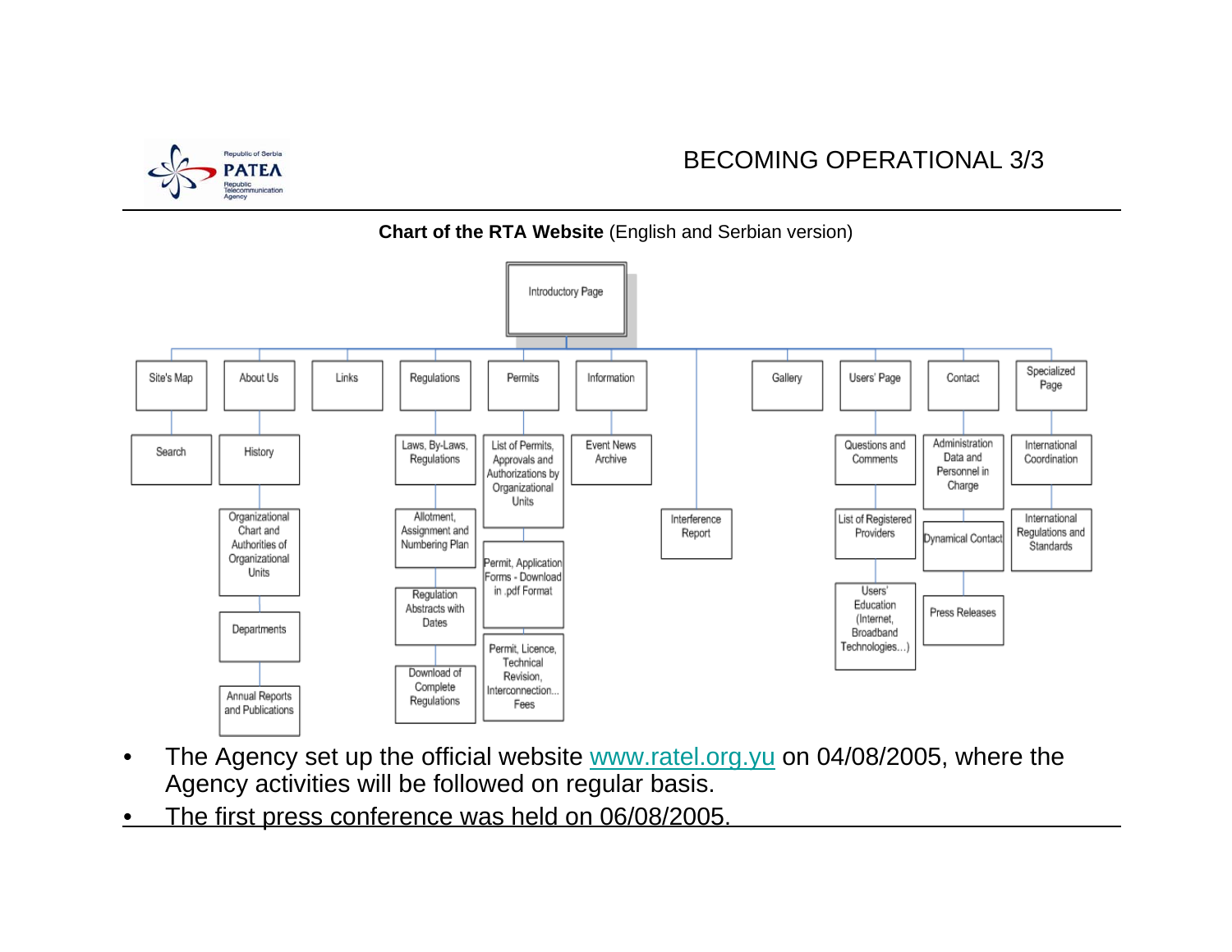# BECOMING OPERATIONAL 3/3

**Chart of the RTA Website** (English and Serbian version)

- Introductory Page
  - Site's Map
    - Search
  - About Us
    - History
    - Organizational Chart and Authorities of Organizational Units
    - Departments
    - Annual Reports and Publications
  - Links
  - Regulations
    - Laws, By-Laws, Regulations
    - Allotment, Assignment and Numbering Plan
    - Regulation Abstracts with Dates
    - Download of Complete Regulations
  - Permits
    - List of Permits, Approvals and Authorizations by Organizational Units
    - Permit, Application Forms - Download in .pdf Format
    - Permit, Licence, Technical Revision, Interconnection... Fees
  - Information
    - Event News Archive
  - Interference Report
  - Gallery
  - Users' Page
    - Questions and Comments
    - List of Registered Providers
    - Users' Education (Internet, Broadband Technologies...)
  - Contact
    - Administration Data and Personnel in Charge
    - Dynamical Contact
    - Press Releases
  - Specialized Page
    - International Coordination
    - International Regulations and Standards

- The Agency set up the official website [www.ratel.org.yu](http://www.ratel.org.yu) on 04/08/2005, where the Agency activities will be followed on regular basis.
- The first press conference was held on 06/08/2005.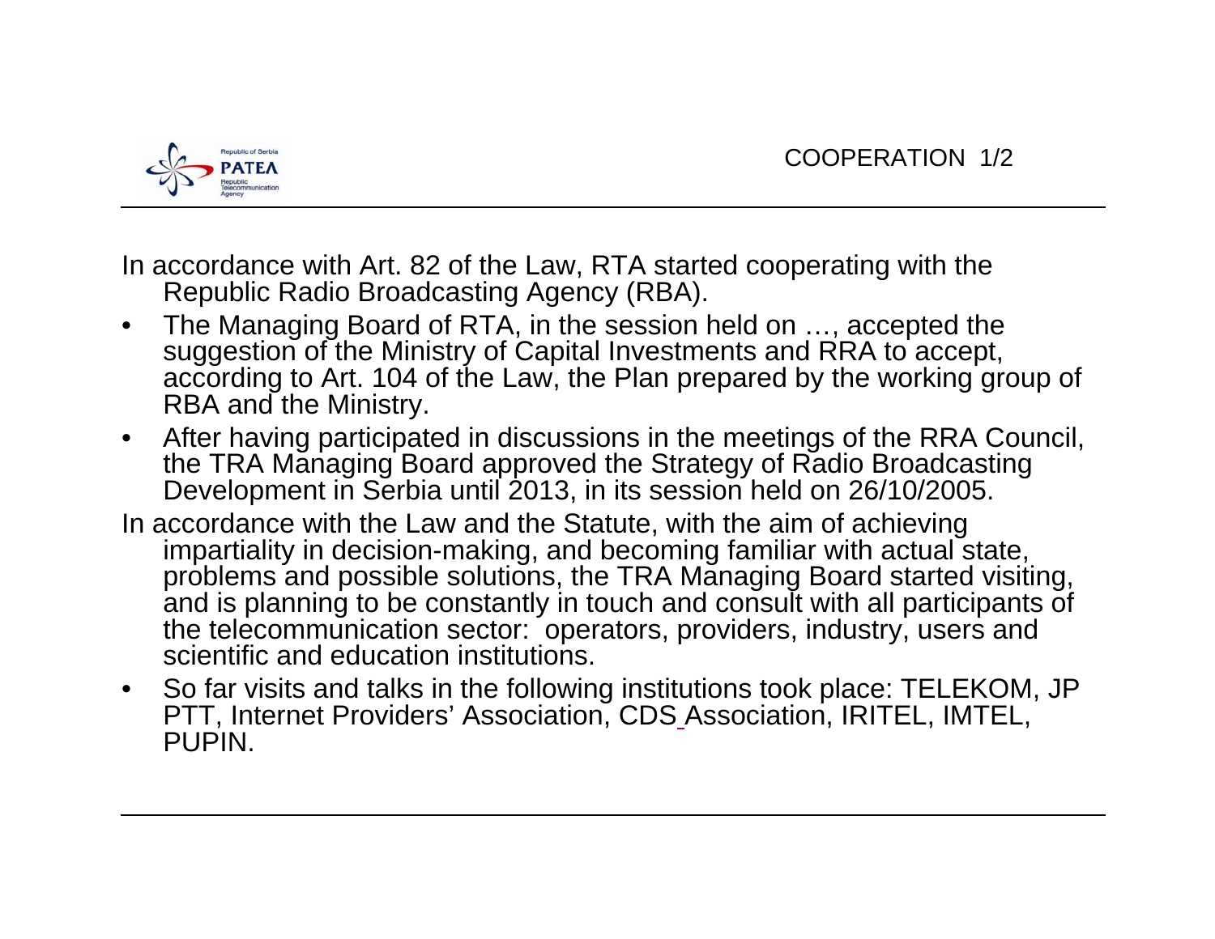## COOPERATION 1/2

In accordance with Art. 82 of the Law, RTA started cooperating with the Republic Radio Broadcasting Agency (RBA).

- The Managing Board of RTA, in the session held on …, accepted the suggestion of the Ministry of Capital Investments and RRA to accept, according to Art. 104 of the Law, the Plan prepared by the working group of RBA and the Ministry.
- After having participated in discussions in the meetings of the RRA Council, the TRA Managing Board approved the Strategy of Radio Broadcasting Development in Serbia until 2013, in its session held on 26/10/2005.

In accordance with the Law and the Statute, with the aim of achieving impartiality in decision-making, and becoming familiar with actual state, problems and possible solutions, the TRA Managing Board started visiting, and is planning to be constantly in touch and consult with all participants of the telecommunication sector: operators, providers, industry, users and scientific and education institutions.

- So far visits and talks in the following institutions took place: TELEKOM, JP PTT, Internet Providers' Association, CDS Association, IRITEL, IMTEL, PUPIN.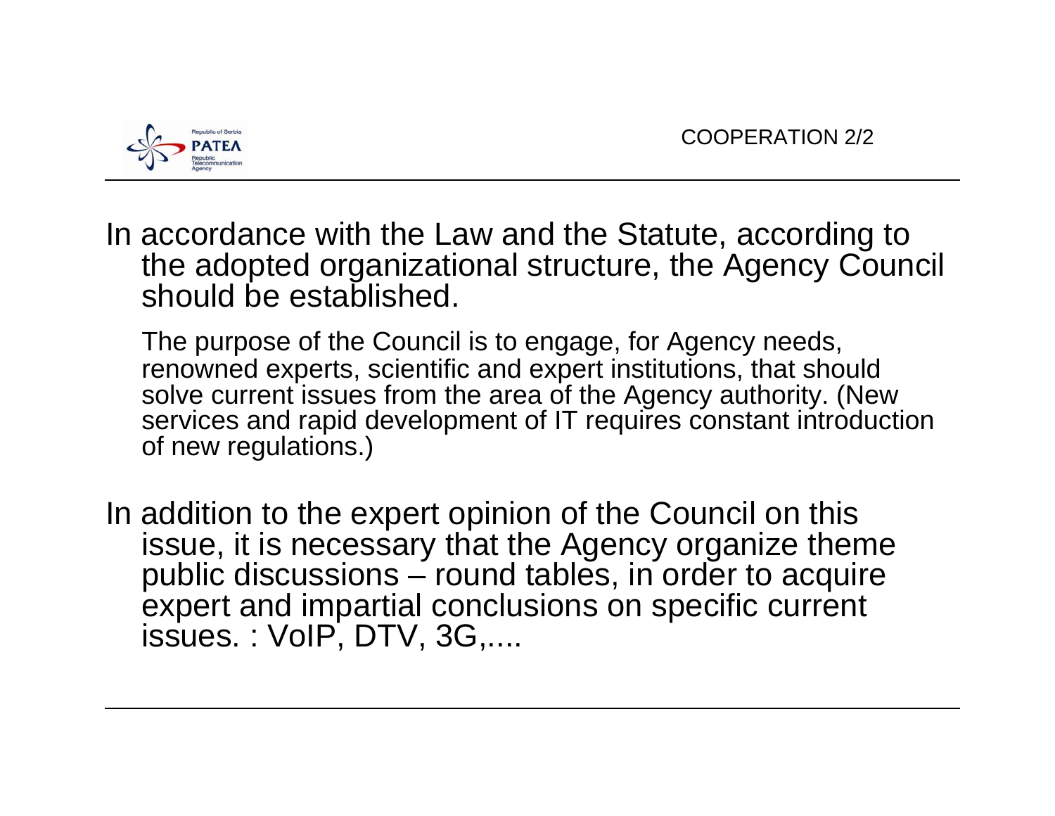## COOPERATION 2/2

In accordance with the Law and the Statute, according to the adopted organizational structure, the Agency Council should be established.

The purpose of the Council is to engage, for Agency needs, renowned experts, scientific and expert institutions, that should solve current issues from the area of the Agency authority. (New services and rapid development of IT requires constant introduction of new regulations.)

In addition to the expert opinion of the Council on this issue, it is necessary that the Agency organize theme public discussions – round tables, in order to acquire expert and impartial conclusions on specific current issues. : VoIP, DTV, 3G,....